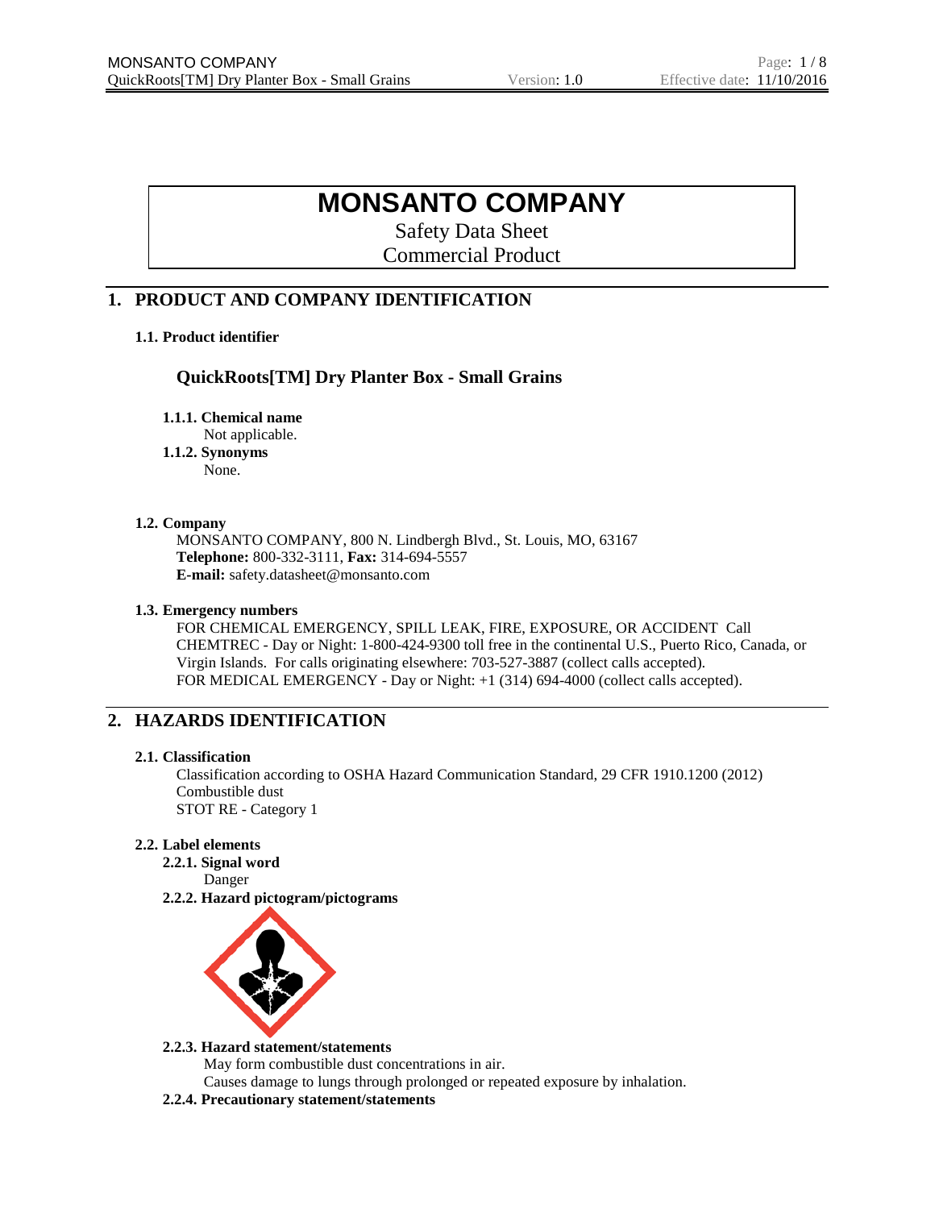# MONSANTO COMPANY

Safety Data Sheet

Commercial Product

## 1. PRODUCT AND COMPANY IDENTIFICATION

### 1.1. Product identifier

**QuickRoots[TM] Dry Planter Box - Small Grains**

#### 1.1.1. Chemical name

Not applicable.

#### 1.1.2. Synonyms

None.

### 1.2. Company

MONSANTO COMPANY, 800 N. Lindbergh Blvd., St. Louis, MO, 63167
**Telephone:** 800-332-3111, **Fax:** 314-694-5557
**E-mail:** safety.datasheet@monsanto.com

### 1.3. Emergency numbers

FOR CHEMICAL EMERGENCY, SPILL LEAK, FIRE, EXPOSURE, OR ACCIDENT Call CHEMTREC - Day or Night: 1-800-424-9300 toll free in the continental U.S., Puerto Rico, Canada, or Virgin Islands. For calls originating elsewhere: 703-527-3887 (collect calls accepted).
FOR MEDICAL EMERGENCY - Day or Night: +1 (314) 694-4000 (collect calls accepted).

## 2. HAZARDS IDENTIFICATION

### 2.1. Classification

Classification according to OSHA Hazard Communication Standard, 29 CFR 1910.1200 (2012)
Combustible dust
STOT RE - Category 1

### 2.2. Label elements

#### 2.2.1. Signal word

Danger

#### 2.2.2. Hazard pictogram/pictograms

#### 2.2.3. Hazard statement/statements

May form combustible dust concentrations in air.
Causes damage to lungs through prolonged or repeated exposure by inhalation.

#### 2.2.4. Precautionary statement/statements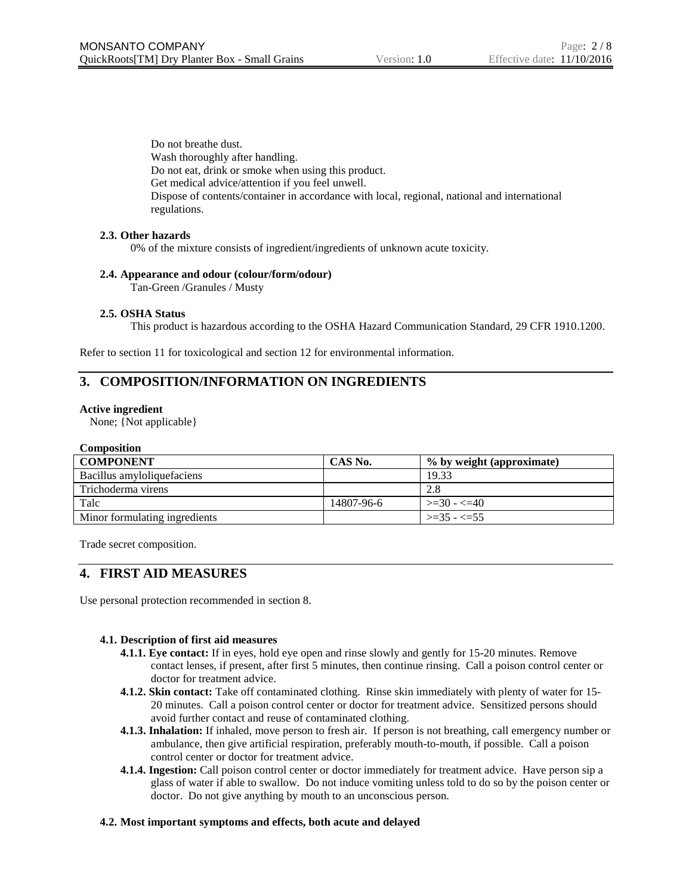Do not breathe dust.
Wash thoroughly after handling.
Do not eat, drink or smoke when using this product.
Get medical advice/attention if you feel unwell.
Dispose of contents/container in accordance with local, regional, national and international regulations.

### 2.3. Other hazards

0% of the mixture consists of ingredient/ingredients of unknown acute toxicity.

### 2.4. Appearance and odour (colour/form/odour)

Tan-Green /Granules / Musty

### 2.5. OSHA Status

This product is hazardous according to the OSHA Hazard Communication Standard, 29 CFR 1910.1200.

Refer to section 11 for toxicological and section 12 for environmental information.

## 3. COMPOSITION/INFORMATION ON INGREDIENTS

**Active ingredient**

None; {Not applicable}

**Composition**

| COMPONENT | CAS No. | % by weight (approximate) |
|---|---|---|
| Bacillus amyloliquefaciens | | 19.33 |
| Trichoderma virens | | 2.8 |
| Talc | 14807-96-6 | >=30 - <=40 |
| Minor formulating ingredients | | >=35 - <=55 |

Trade secret composition.

## 4. FIRST AID MEASURES

Use personal protection recommended in section 8.

### 4.1. Description of first aid measures

**4.1.1. Eye contact:** If in eyes, hold eye open and rinse slowly and gently for 15-20 minutes. Remove contact lenses, if present, after first 5 minutes, then continue rinsing. Call a poison control center or doctor for treatment advice.

**4.1.2. Skin contact:** Take off contaminated clothing. Rinse skin immediately with plenty of water for 15-20 minutes. Call a poison control center or doctor for treatment advice. Sensitized persons should avoid further contact and reuse of contaminated clothing.

**4.1.3. Inhalation:** If inhaled, move person to fresh air. If person is not breathing, call emergency number or ambulance, then give artificial respiration, preferably mouth-to-mouth, if possible. Call a poison control center or doctor for treatment advice.

**4.1.4. Ingestion:** Call poison control center or doctor immediately for treatment advice. Have person sip a glass of water if able to swallow. Do not induce vomiting unless told to do so by the poison center or doctor. Do not give anything by mouth to an unconscious person.

### 4.2. Most important symptoms and effects, both acute and delayed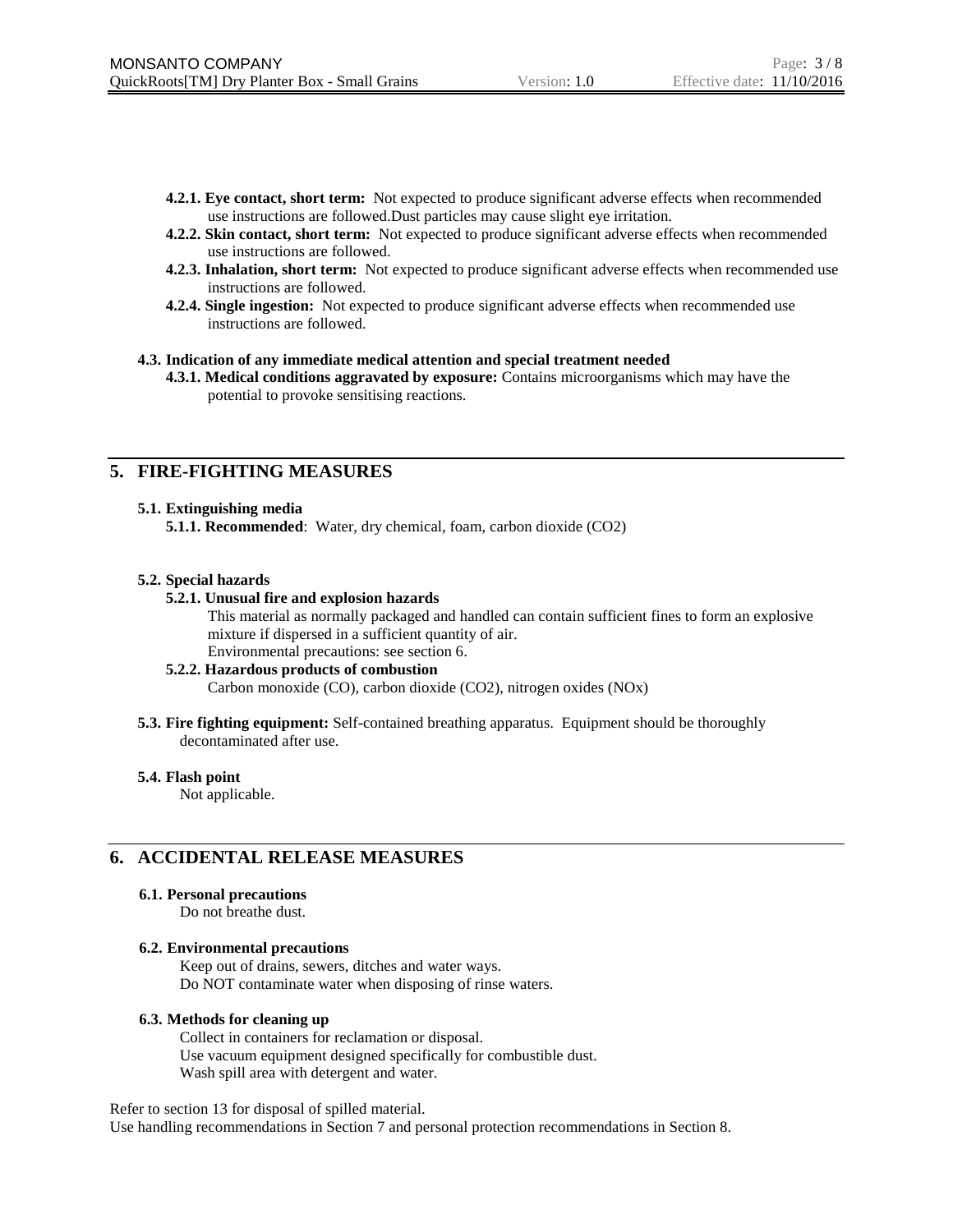**4.2.1. Eye contact, short term:** Not expected to produce significant adverse effects when recommended use instructions are followed.Dust particles may cause slight eye irritation.

**4.2.2. Skin contact, short term:** Not expected to produce significant adverse effects when recommended use instructions are followed.

**4.2.3. Inhalation, short term:** Not expected to produce significant adverse effects when recommended use instructions are followed.

**4.2.4. Single ingestion:** Not expected to produce significant adverse effects when recommended use instructions are followed.

**4.3. Indication of any immediate medical attention and special treatment needed**

**4.3.1. Medical conditions aggravated by exposure:** Contains microorganisms which may have the potential to provoke sensitising reactions.

## 5. FIRE-FIGHTING MEASURES

**5.1. Extinguishing media**

**5.1.1. Recommended**: Water, dry chemical, foam, carbon dioxide ($CO_2$)

**5.2. Special hazards**

**5.2.1. Unusual fire and explosion hazards**

This material as normally packaged and handled can contain sufficient fines to form an explosive mixture if dispersed in a sufficient quantity of air.
Environmental precautions: see section 6.

**5.2.2. Hazardous products of combustion**

Carbon monoxide (CO), carbon dioxide ($CO_2$), nitrogen oxides ($NO_x$)

**5.3. Fire fighting equipment:** Self-contained breathing apparatus. Equipment should be thoroughly decontaminated after use.

**5.4. Flash point**

Not applicable.

## 6. ACCIDENTAL RELEASE MEASURES

**6.1. Personal precautions**

Do not breathe dust.

**6.2. Environmental precautions**

Keep out of drains, sewers, ditches and water ways.
Do NOT contaminate water when disposing of rinse waters.

**6.3. Methods for cleaning up**

Collect in containers for reclamation or disposal.
Use vacuum equipment designed specifically for combustible dust.
Wash spill area with detergent and water.

Refer to section 13 for disposal of spilled material.
Use handling recommendations in Section 7 and personal protection recommendations in Section 8.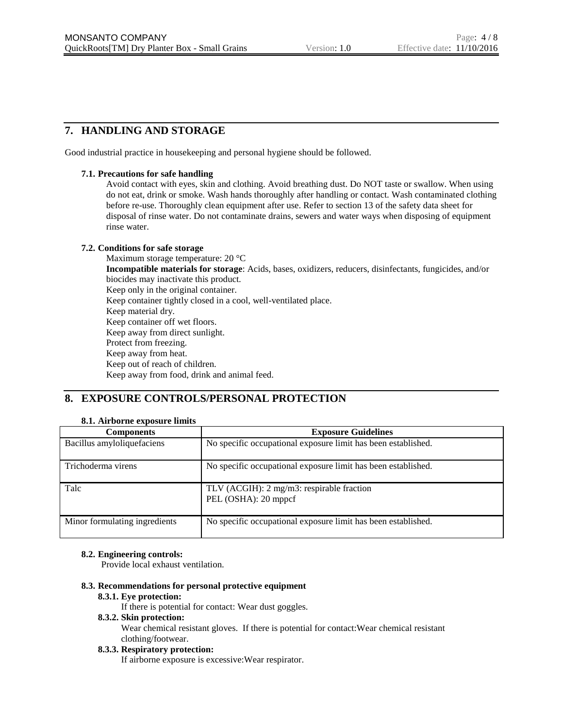## 7. HANDLING AND STORAGE

Good industrial practice in housekeeping and personal hygiene should be followed.

### 7.1. Precautions for safe handling

Avoid contact with eyes, skin and clothing. Avoid breathing dust. Do NOT taste or swallow. When using do not eat, drink or smoke. Wash hands thoroughly after handling or contact. Wash contaminated clothing before re-use. Thoroughly clean equipment after use. Refer to section 13 of the safety data sheet for disposal of rinse water. Do not contaminate drains, sewers and water ways when disposing of equipment rinse water.

### 7.2. Conditions for safe storage

Maximum storage temperature: 20 °C
**Incompatible materials for storage**: Acids, bases, oxidizers, reducers, disinfectants, fungicides, and/or biocides may inactivate this product.
Keep only in the original container.
Keep container tightly closed in a cool, well-ventilated place.
Keep material dry.
Keep container off wet floors.
Keep away from direct sunlight.
Protect from freezing.
Keep away from heat.
Keep out of reach of children.
Keep away from food, drink and animal feed.

## 8. EXPOSURE CONTROLS/PERSONAL PROTECTION

### 8.1. Airborne exposure limits

| Components | Exposure Guidelines |
|---|---|
| Bacillus amyloliquefaciens | No specific occupational exposure limit has been established. |
| Trichoderma virens | No specific occupational exposure limit has been established. |
| Talc | TLV (ACGIH): 2 mg/m3: respirable fraction<br>PEL (OSHA): 20 mppcf |
| Minor formulating ingredients | No specific occupational exposure limit has been established. |

### 8.2. Engineering controls:

Provide local exhaust ventilation.

### 8.3. Recommendations for personal protective equipment

#### 8.3.1. Eye protection:

If there is potential for contact: Wear dust goggles.

#### 8.3.2. Skin protection:

Wear chemical resistant gloves. If there is potential for contact:Wear chemical resistant clothing/footwear.

#### 8.3.3. Respiratory protection:

If airborne exposure is excessive:Wear respirator.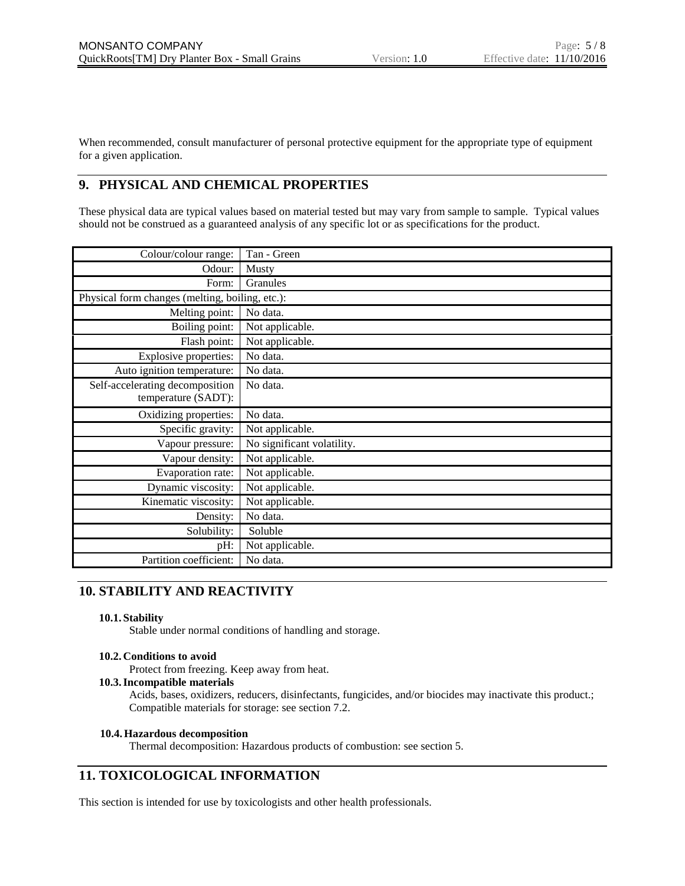When recommended, consult manufacturer of personal protective equipment for the appropriate type of equipment for a given application.

## 9. PHYSICAL AND CHEMICAL PROPERTIES

These physical data are typical values based on material tested but may vary from sample to sample. Typical values should not be construed as a guaranteed analysis of any specific lot or as specifications for the product.

| Property | Value |
|---|---|
| Colour/colour range: | Tan - Green |
| Odour: | Musty |
| Form: | Granules |
| Physical form changes (melting, boiling, etc.): | |
| Melting point: | No data. |
| Boiling point: | Not applicable. |
| Flash point: | Not applicable. |
| Explosive properties: | No data. |
| Auto ignition temperature: | No data. |
| Self-accelerating decomposition temperature (SADT): | No data. |
| Oxidizing properties: | No data. |
| Specific gravity: | Not applicable. |
| Vapour pressure: | No significant volatility. |
| Vapour density: | Not applicable. |
| Evaporation rate: | Not applicable. |
| Dynamic viscosity: | Not applicable. |
| Kinematic viscosity: | Not applicable. |
| Density: | No data. |
| Solubility: | Soluble |
| pH: | Not applicable. |
| Partition coefficient: | No data. |

## 10. STABILITY AND REACTIVITY

**10.1. Stability**

Stable under normal conditions of handling and storage.

**10.2. Conditions to avoid**

Protect from freezing. Keep away from heat.

**10.3. Incompatible materials**

Acids, bases, oxidizers, reducers, disinfectants, fungicides, and/or biocides may inactivate this product.; Compatible materials for storage: see section 7.2.

**10.4. Hazardous decomposition**

Thermal decomposition: Hazardous products of combustion: see section 5.

## 11. TOXICOLOGICAL INFORMATION

This section is intended for use by toxicologists and other health professionals.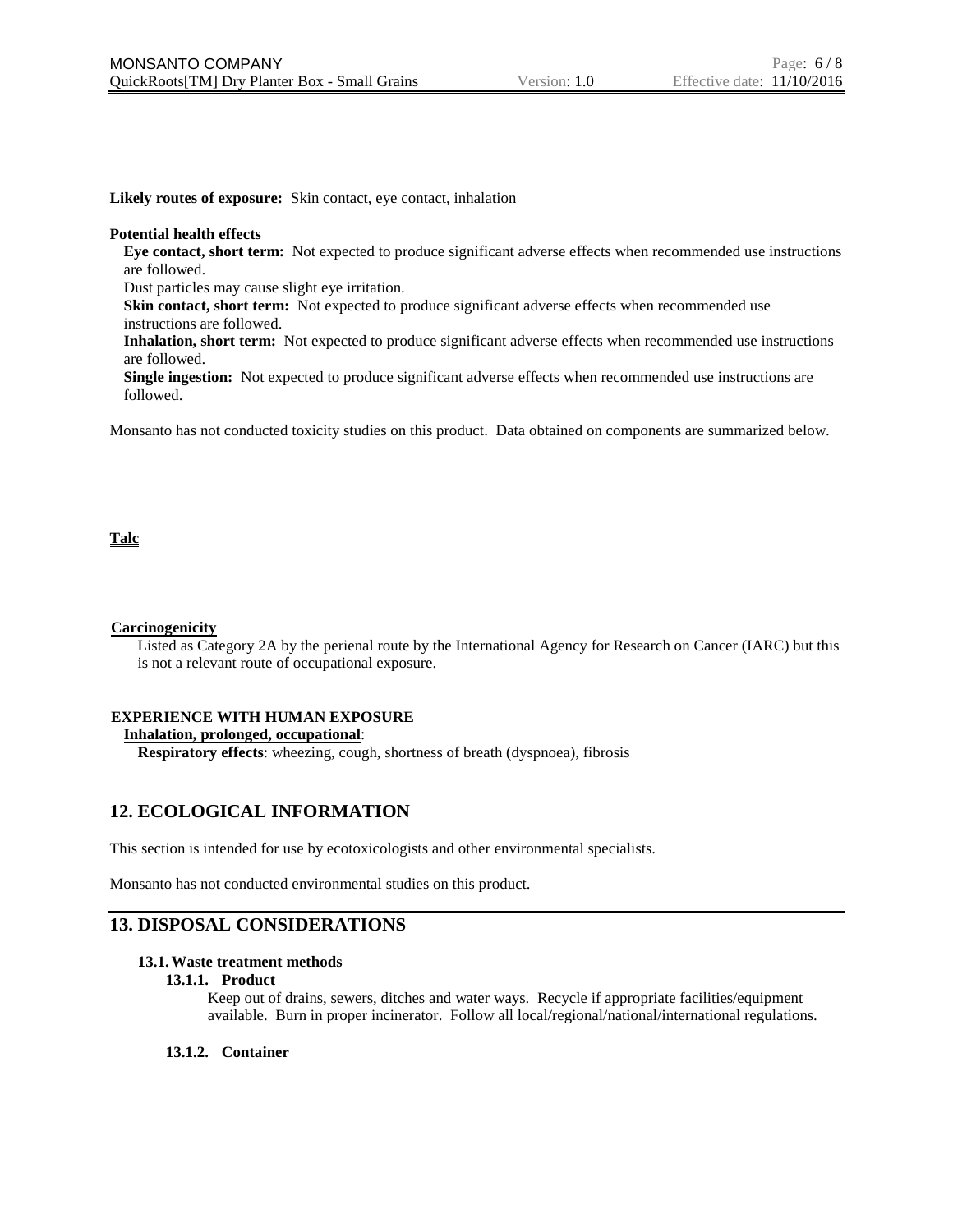**Likely routes of exposure:** Skin contact, eye contact, inhalation

**Potential health effects**

**Eye contact, short term:** Not expected to produce significant adverse effects when recommended use instructions are followed.

Dust particles may cause slight eye irritation.

**Skin contact, short term:** Not expected to produce significant adverse effects when recommended use instructions are followed.

**Inhalation, short term:** Not expected to produce significant adverse effects when recommended use instructions are followed.

**Single ingestion:** Not expected to produce significant adverse effects when recommended use instructions are followed.

Monsanto has not conducted toxicity studies on this product. Data obtained on components are summarized below.

**Talc**

**Carcinogenicity**

Listed as Category 2A by the perienal route by the International Agency for Research on Cancer (IARC) but this is not a relevant route of occupational exposure.

**EXPERIENCE WITH HUMAN EXPOSURE**

**Inhalation, prolonged, occupational**:

**Respiratory effects**: wheezing, cough, shortness of breath (dyspnoea), fibrosis

## 12. ECOLOGICAL INFORMATION

This section is intended for use by ecotoxicologists and other environmental specialists.

Monsanto has not conducted environmental studies on this product.

## 13. DISPOSAL CONSIDERATIONS

### 13.1. Waste treatment methods

#### 13.1.1. Product

Keep out of drains, sewers, ditches and water ways. Recycle if appropriate facilities/equipment available. Burn in proper incinerator. Follow all local/regional/national/international regulations.

#### 13.1.2. Container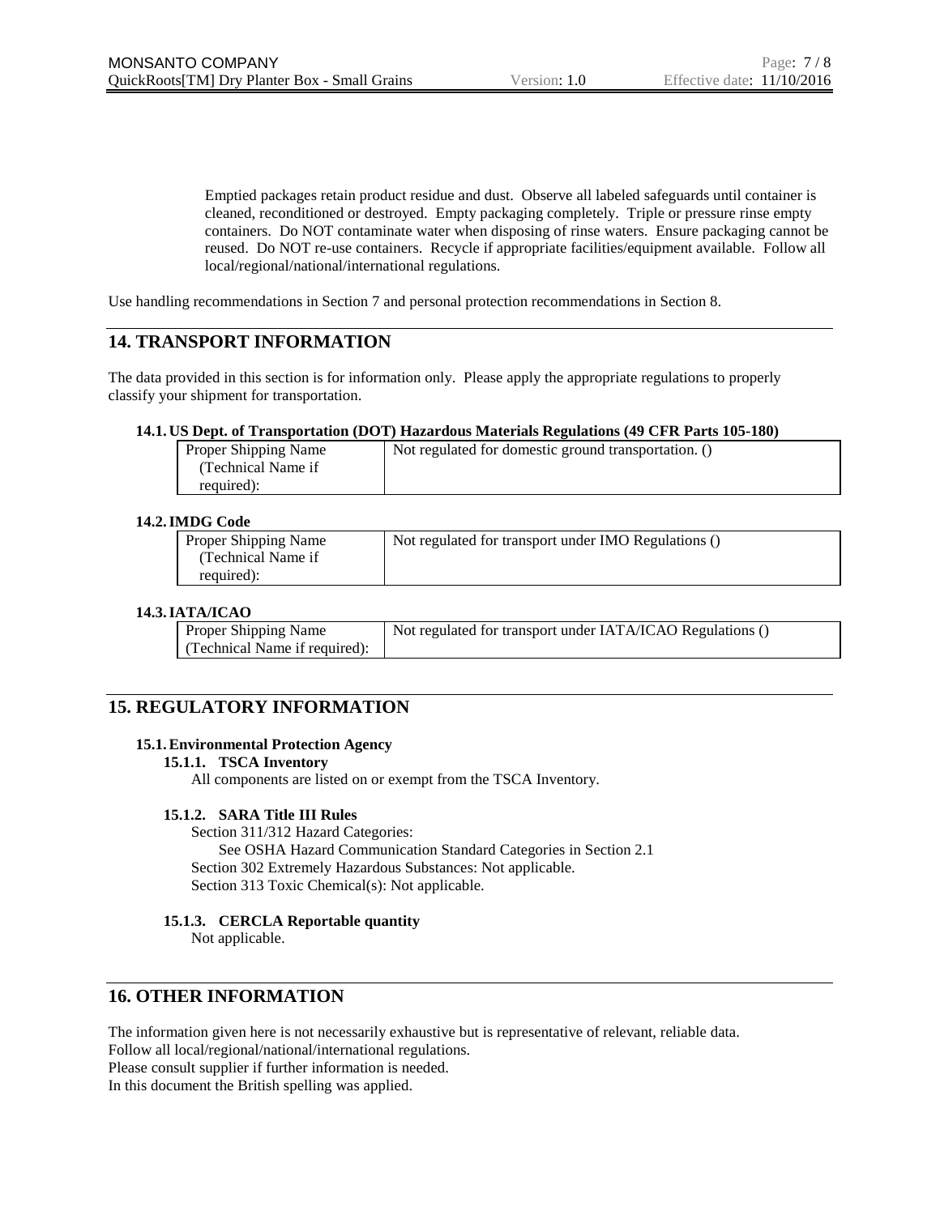Emptied packages retain product residue and dust. Observe all labeled safeguards until container is cleaned, reconditioned or destroyed. Empty packaging completely. Triple or pressure rinse empty containers. Do NOT contaminate water when disposing of rinse waters. Ensure packaging cannot be reused. Do NOT re-use containers. Recycle if appropriate facilities/equipment available. Follow all local/regional/national/international regulations.

Use handling recommendations in Section 7 and personal protection recommendations in Section 8.

## 14. TRANSPORT INFORMATION

The data provided in this section is for information only. Please apply the appropriate regulations to properly classify your shipment for transportation.

### 14.1. US Dept. of Transportation (DOT) Hazardous Materials Regulations (49 CFR Parts 105-180)

| Proper Shipping Name (Technical Name if required): | Not regulated for domestic ground transportation. () |
|---|---|

### 14.2. IMDG Code

| Proper Shipping Name (Technical Name if required): | Not regulated for transport under IMO Regulations () |
|---|---|

### 14.3. IATA/ICAO

| Proper Shipping Name (Technical Name if required): | Not regulated for transport under IATA/ICAO Regulations () |
|---|---|

## 15. REGULATORY INFORMATION

### 15.1. Environmental Protection Agency

#### 15.1.1. TSCA Inventory

All components are listed on or exempt from the TSCA Inventory.

#### 15.1.2. SARA Title III Rules

Section 311/312 Hazard Categories:

See OSHA Hazard Communication Standard Categories in Section 2.1

Section 302 Extremely Hazardous Substances: Not applicable.

Section 313 Toxic Chemical(s): Not applicable.

#### 15.1.3. CERCLA Reportable quantity

Not applicable.

## 16. OTHER INFORMATION

The information given here is not necessarily exhaustive but is representative of relevant, reliable data.
Follow all local/regional/national/international regulations.
Please consult supplier if further information is needed.
In this document the British spelling was applied.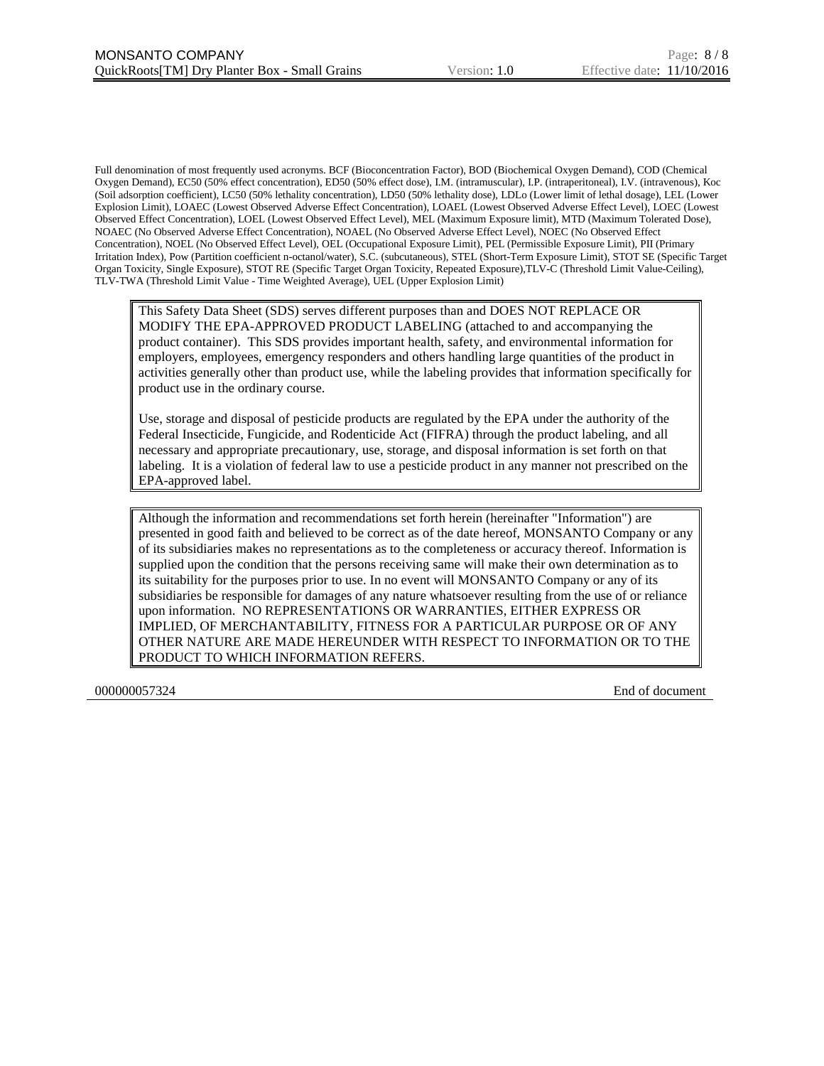Full denomination of most frequently used acronyms. BCF (Bioconcentration Factor), BOD (Biochemical Oxygen Demand), COD (Chemical Oxygen Demand), EC50 (50% effect concentration), ED50 (50% effect dose), I.M. (intramuscular), I.P. (intraperitoneal), I.V. (intravenous), Koc (Soil adsorption coefficient), LC50 (50% lethality concentration), LD50 (50% lethality dose), LDLo (Lower limit of lethal dosage), LEL (Lower Explosion Limit), LOAEC (Lowest Observed Adverse Effect Concentration), LOAEL (Lowest Observed Adverse Effect Level), LOEC (Lowest Observed Effect Concentration), LOEL (Lowest Observed Effect Level), MEL (Maximum Exposure limit), MTD (Maximum Tolerated Dose), NOAEC (No Observed Adverse Effect Concentration), NOAEL (No Observed Adverse Effect Level), NOEC (No Observed Effect Concentration), NOEL (No Observed Effect Level), OEL (Occupational Exposure Limit), PEL (Permissible Exposure Limit), PII (Primary Irritation Index), Pow (Partition coefficient n-octanol/water), S.C. (subcutaneous), STEL (Short-Term Exposure Limit), STOT SE (Specific Target Organ Toxicity, Single Exposure), STOT RE (Specific Target Organ Toxicity, Repeated Exposure),TLV-C (Threshold Limit Value-Ceiling), TLV-TWA (Threshold Limit Value - Time Weighted Average), UEL (Upper Explosion Limit)

This Safety Data Sheet (SDS) serves different purposes than and DOES NOT REPLACE OR MODIFY THE EPA-APPROVED PRODUCT LABELING (attached to and accompanying the product container). This SDS provides important health, safety, and environmental information for employers, employees, emergency responders and others handling large quantities of the product in activities generally other than product use, while the labeling provides that information specifically for product use in the ordinary course.

Use, storage and disposal of pesticide products are regulated by the EPA under the authority of the Federal Insecticide, Fungicide, and Rodenticide Act (FIFRA) through the product labeling, and all necessary and appropriate precautionary, use, storage, and disposal information is set forth on that labeling. It is a violation of federal law to use a pesticide product in any manner not prescribed on the EPA-approved label.

Although the information and recommendations set forth herein (hereinafter "Information") are presented in good faith and believed to be correct as of the date hereof, MONSANTO Company or any of its subsidiaries makes no representations as to the completeness or accuracy thereof. Information is supplied upon the condition that the persons receiving same will make their own determination as to its suitability for the purposes prior to use. In no event will MONSANTO Company or any of its subsidiaries be responsible for damages of any nature whatsoever resulting from the use of or reliance upon information. NO REPRESENTATIONS OR WARRANTIES, EITHER EXPRESS OR IMPLIED, OF MERCHANTABILITY, FITNESS FOR A PARTICULAR PURPOSE OR OF ANY OTHER NATURE ARE MADE HEREUNDER WITH RESPECT TO INFORMATION OR TO THE PRODUCT TO WHICH INFORMATION REFERS.

000000057324 End of document